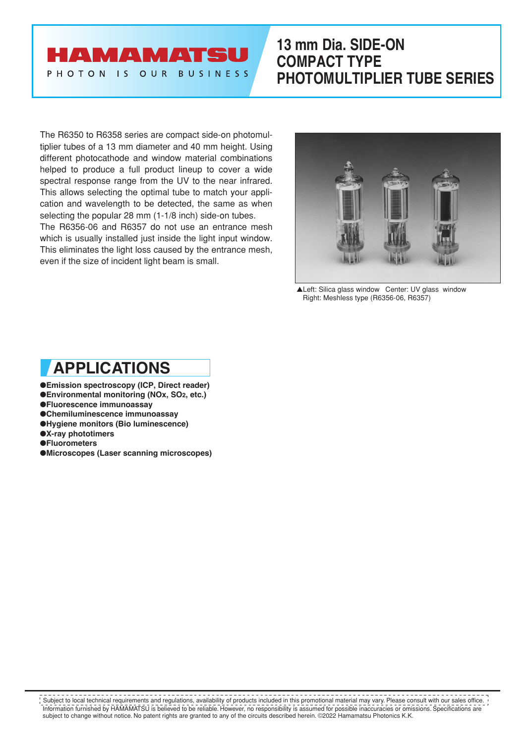HAMAMATSU

PHOTON IS OUR BUSINESS

# 13 mm Dia. SIDE-ON COMPACT TYPE PHOTOMULTIPLIER TUBE SERIES

The R6350 to R6358 series are compact side-on photomultiplier tubes of a 13 mm diameter and 40 mm height. Using different photocathode and window material combinations helped to produce a full product lineup to cover a wide spectral response range from the UV to the near infrared. This allows selecting the optimal tube to match your application and wavelength to be detected, the same as when selecting the popular 28 mm (1-1/8 inch) side-on tubes.

The R6356-06 and R6357 do not use an entrance mesh which is usually installed just inside the light input window. This eliminates the light loss caused by the entrance mesh, even if the size of incident light beam is small.

▲Left: Silica glass window Center: UV glass window
Right: Meshless type (R6356-06, R6357)

## APPLICATIONS

- **Emission spectroscopy (ICP, Direct reader)**
- **Environmental monitoring (NOx, $SO_2$, etc.)**
- **Fluorescence immunoassay**
- **Chemiluminescence immunoassay**
- **Hygiene monitors (Bio luminescence)**
- **X-ray phototimers**
- **Fluorometers**
- **Microscopes (Laser scanning microscopes)**

Subject to local technical requirements and regulations, availability of products included in this promotional material may vary. Please consult with our sales office.
Information furnished by HAMAMATSU is believed to be reliable. However, no responsibility is assumed for possible inaccuracies or omissions. Specifications are subject to change without notice. No patent rights are granted to any of the circuits described herein. ©2022 Hamamatsu Photonics K.K.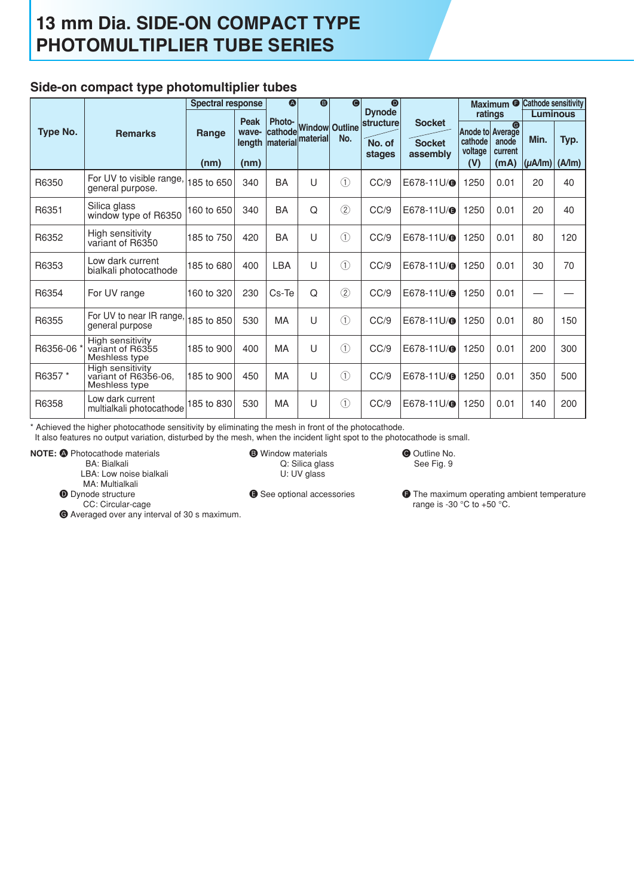# 13 mm Dia. SIDE-ON COMPACT TYPE PHOTOMULTIPLIER TUBE SERIES

## Side-on compact type photomultiplier tubes

| Type No. | Remarks | Spectral response | | Ⓐ | Ⓑ | Ⓒ | Ⓓ Dynode structure | Socket | Maximum Ⓕ ratings | | Cathode sensitivity Luminous | |
|---|---|---|---|---|---|---|---|---|---|---|---|---|
| | | Range (nm) | Peak wave-length (nm) | Photo-cathode material | Window material | Outline No. | No. of stages | Socket assembly | Anode to cathode voltage (V) | Ⓖ Average anode current (mA) | Min. (μA/lm) | Typ. (A/lm) |
| R6350 | For UV to visible range, general purpose. | 185 to 650 | 340 | BA | U | ① | CC/9 | E678-11U/Ⓔ | 1250 | 0.01 | 20 | 40 |
| R6351 | Silica glass window type of R6350 | 160 to 650 | 340 | BA | Q | ② | CC/9 | E678-11U/Ⓔ | 1250 | 0.01 | 20 | 40 |
| R6352 | High sensitivity variant of R6350 | 185 to 750 | 420 | BA | U | ① | CC/9 | E678-11U/Ⓔ | 1250 | 0.01 | 80 | 120 |
| R6353 | Low dark current bialkali photocathode | 185 to 680 | 400 | LBA | U | ① | CC/9 | E678-11U/Ⓔ | 1250 | 0.01 | 30 | 70 |
| R6354 | For UV range | 160 to 320 | 230 | Cs-Te | Q | ② | CC/9 | E678-11U/Ⓔ | 1250 | 0.01 | — | — |
| R6355 | For UV to near IR range, general purpose | 185 to 850 | 530 | MA | U | ① | CC/9 | E678-11U/Ⓔ | 1250 | 0.01 | 80 | 150 |
| R6356-06 * | High sensitivity variant of R6355 Meshless type | 185 to 900 | 400 | MA | U | ① | CC/9 | E678-11U/Ⓔ | 1250 | 0.01 | 200 | 300 |
| R6357 * | High sensitivity variant of R6356-06, Meshless type | 185 to 900 | 450 | MA | U | ① | CC/9 | E678-11U/Ⓔ | 1250 | 0.01 | 350 | 500 |
| R6358 | Low dark current multialkali photocathode | 185 to 830 | 530 | MA | U | ① | CC/9 | E678-11U/Ⓔ | 1250 | 0.01 | 140 | 200 |

\* Achieved the higher photocathode sensitivity by eliminating the mesh in front of the photocathode.
It also features no output variation, disturbed by the mesh, when the incident light spot to the photocathode is small.

**NOTE:** Ⓐ Photocathode materials
- BA: Bialkali
- LBA: Low noise bialkali
- MA: Multialkali

Ⓑ Window materials
- Q: Silica glass
- U: UV glass

Ⓒ Outline No.
See Fig. 9

Ⓓ Dynode structure
- CC: Circular-cage

Ⓔ See optional accessories

Ⓕ The maximum operating ambient temperature range is -30 °C to +50 °C.

Ⓖ Averaged over any interval of 30 s maximum.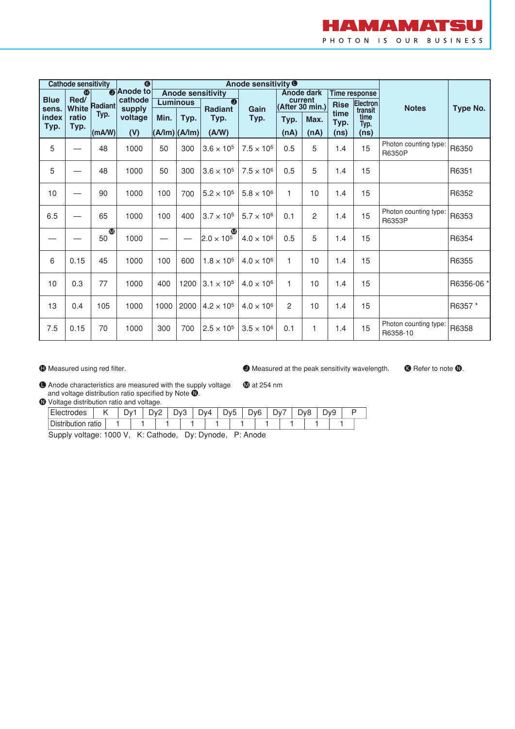| Cathode sensitivity | | | ⓚ | Anode sensitivity ⓛ | | | | | | | | | |
|---|---|---|---|---|---|---|---|---|---|---|---|---|---|
| Blue sens. index Typ. | ⓗ Red/ White ratio Typ. | ⓙ Radiant Typ. (mA/W) | Anode to cathode supply voltage (V) | Anode sensitivity Luminous Min. (A/lm) | Typ. (A/lm) | ⓙ Radiant Typ. (A/W) | Gain Typ. | Anode dark current (After 30 min.) Typ. (nA) | Max. (nA) | Time response Rise time Typ. (ns) | Electron transit time Typ. (ns) | Notes | Type No. |
| 5 | — | 48 | 1000 | 50 | 300 | $3.6 \times 10^5$ | $7.5 \times 10^6$ | 0.5 | 5 | 1.4 | 15 | Photon counting type: R6350P | R6350 |
| 5 | — | 48 | 1000 | 50 | 300 | $3.6 \times 10^5$ | $7.5 \times 10^6$ | 0.5 | 5 | 1.4 | 15 | | R6351 |
| 10 | — | 90 | 1000 | 100 | 700 | $5.2 \times 10^5$ | $5.8 \times 10^6$ | 1 | 10 | 1.4 | 15 | | R6352 |
| 6.5 | — | 65 | 1000 | 100 | 400 | $3.7 \times 10^5$ | $5.7 \times 10^6$ | 0.1 | 2 | 1.4 | 15 | Photon counting type: R6353P | R6353 |
| — | — | 50 ⓜ | 1000 | — | — | $2.0 \times 10^5$ ⓜ | $4.0 \times 10^6$ | 0.5 | 5 | 1.4 | 15 | | R6354 |
| 6 | 0.15 | 45 | 1000 | 100 | 600 | $1.8 \times 10^5$ | $4.0 \times 10^6$ | 1 | 10 | 1.4 | 15 | | R6355 |
| 10 | 0.3 | 77 | 1000 | 400 | 1200 | $3.1 \times 10^5$ | $4.0 \times 10^6$ | 1 | 10 | 1.4 | 15 | | R6356-06 * |
| 13 | 0.4 | 105 | 1000 | 1000 | 2000 | $4.2 \times 10^5$ | $4.0 \times 10^6$ | 2 | 10 | 1.4 | 15 | | R6357 * |
| 7.5 | 0.15 | 70 | 1000 | 300 | 700 | $2.5 \times 10^5$ | $3.5 \times 10^6$ | 0.1 | 1 | 1.4 | 15 | Photon counting type: R6358-10 | R6358 |

ⓗ Measured using red filter.

ⓙ Measured at the peak sensitivity wavelength.

ⓚ Refer to note ⓝ.

ⓛ Anode characteristics are measured with the supply voltage and voltage distribution ratio specified by Note ⓝ.

ⓜ at 254 nm

ⓝ Voltage distribution ratio and voltage.

| Electrodes | K | | Dy1 | | Dy2 | | Dy3 | | Dy4 | | Dy5 | | Dy6 | | Dy7 | | Dy8 | | Dy9 | | P |
|---|---|---|---|---|---|---|---|---|---|---|---|---|---|---|---|---|---|---|---|---|---|
| Distribution ratio | | 1 | | 1 | | 1 | | 1 | | 1 | | 1 | | 1 | | 1 | | 1 | | 1 | |

Supply voltage: 1000 V, K: Cathode, Dy: Dynode, P: Anode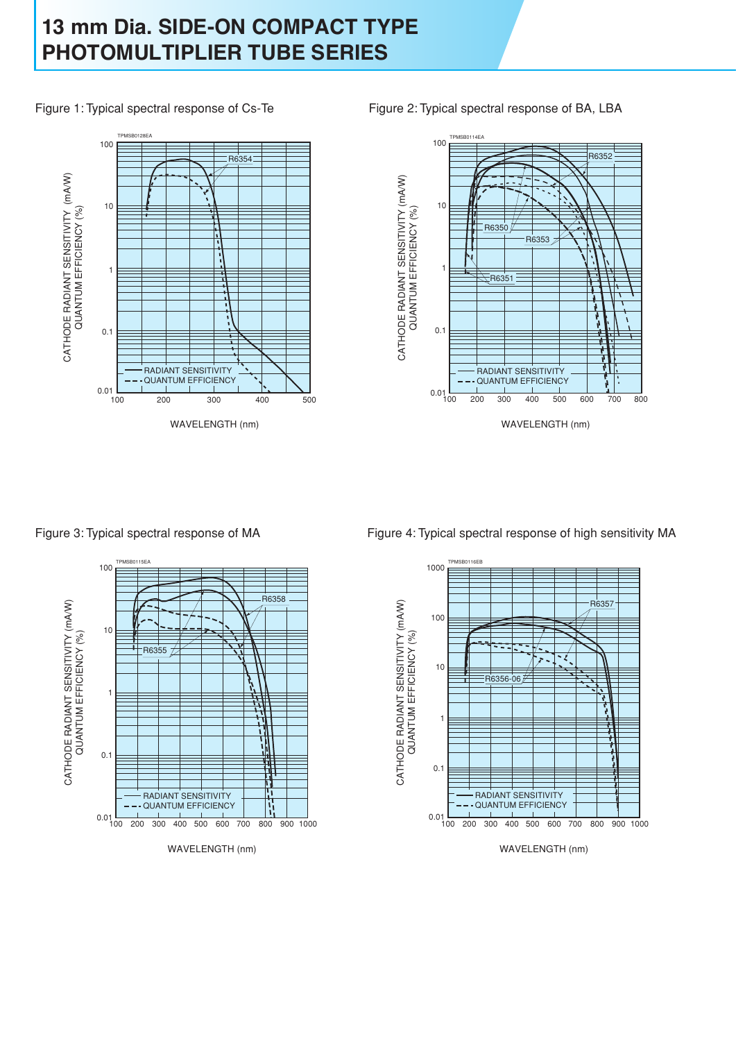# 13 mm Dia. SIDE-ON COMPACT TYPE PHOTOMULTIPLIER TUBE SERIES

Figure 1: Typical spectral response of Cs-Te

Figure 2: Typical spectral response of BA, LBA

Figure 3: Typical spectral response of MA

Figure 4: Typical spectral response of high sensitivity MA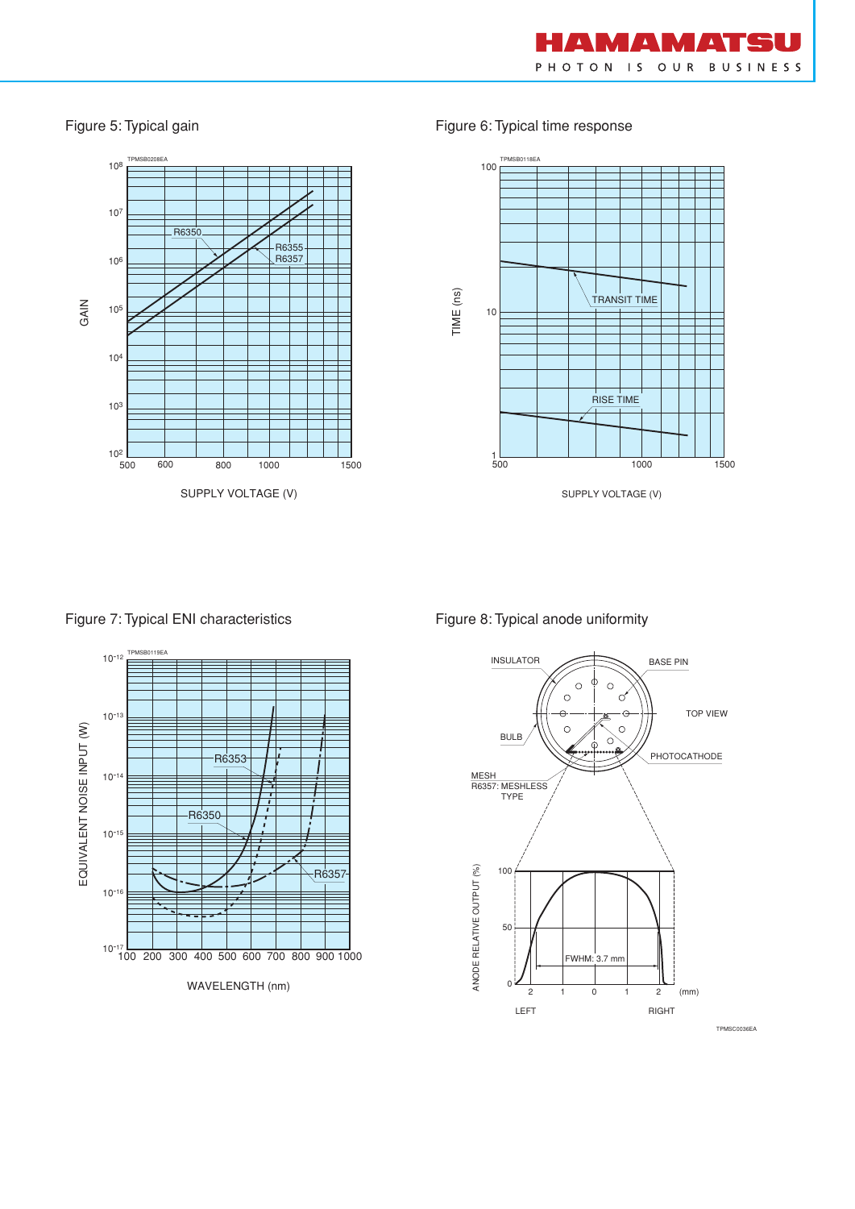Figure 5: Typical gain

Figure 6: Typical time response

Figure 7: Typical ENI characteristics

Figure 8: Typical anode uniformity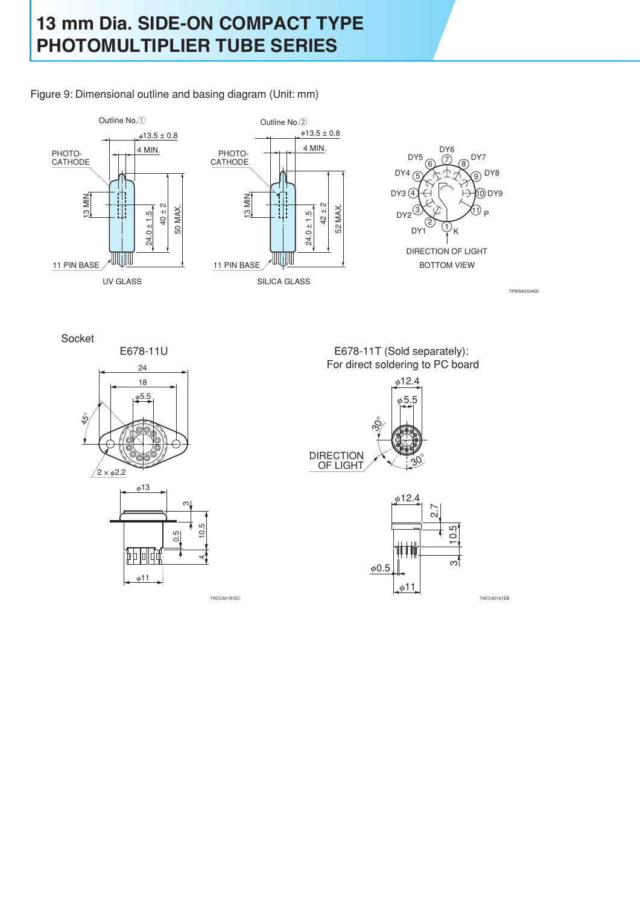# 13 mm Dia. SIDE-ON COMPACT TYPE PHOTOMULTIPLIER TUBE SERIES

Figure 9: Dimensional outline and basing diagram (Unit: mm)

Outline No.①

φ13.5 ± 0.8
4 MIN.
PHOTO-CATHODE
13 MIN.
24.0 ± 1.5
40 ± 2
50 MAX.
11 PIN BASE
UV GLASS

Outline No.②

φ13.5 ± 0.8
4 MIN.
PHOTO-CATHODE
13 MIN.
24.0 ± 1.5
42 ± 2
52 MAX.
11 PIN BASE
SILICA GLASS

DY6, DY5, DY7, DY4, DY8, DY3, DY9, DY2, P, DY1, K
① ② ③ ④ ⑤ ⑥ ⑦ ⑧ ⑨ ⑩ ⑪
DIRECTION OF LIGHT
BOTTOM VIEW

TPMSA0034EE

Socket

E678-11U

24
18
φ5.5
45°
2 × φ2.2
φ13
3
0.5
10.5
4
φ11

TACCA0181EC

E678-11T (Sold separately):
For direct soldering to PC board

φ12.4
φ5.5
30°
DIRECTION OF LIGHT
30°
φ12.4
2.7
10.5
3
φ0.5
φ11

TACCA0161EB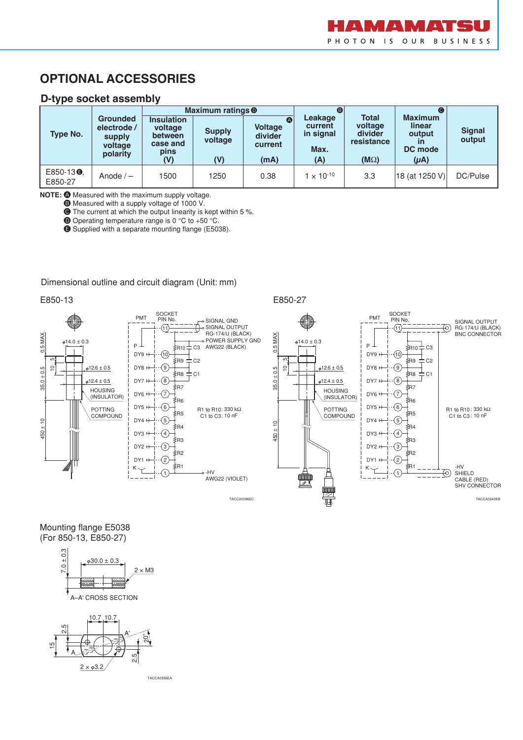# OPTIONAL ACCESSORIES

## D-type socket assembly

| Type No. | Grounded electrode / supply voltage polarity | Maximum ratings D | | | Leakage current in signal Max. B | Total voltage divider resistance | Maximum linear output in DC mode C | Signal output |
|---|---|---|---|---|---|---|---|---|
| | | Insulation voltage between case and pins (V) | Supply voltage (V) | Voltage divider current A (mA) | (A) | (MΩ) | (μA) | |
| E850-13 E, E850-27 | Anode / – | 1500 | 1250 | 0.38 | $1 \times 10^{-10}$ | 3.3 | 18 (at 1250 V) | DC/Pulse |

**NOTE:** A Measured with the maximum supply voltage.
B Measured with a supply voltage of 1000 V.
C The current at which the output linearity is kept within 5 %.
D Operating temperature range is 0 °C to +50 °C.
E Supplied with a separate mounting flange (E5038).

Dimensional outline and circuit diagram (Unit: mm)

E850-13

E850-27

Mounting flange E5038
(For 850-13, E850-27)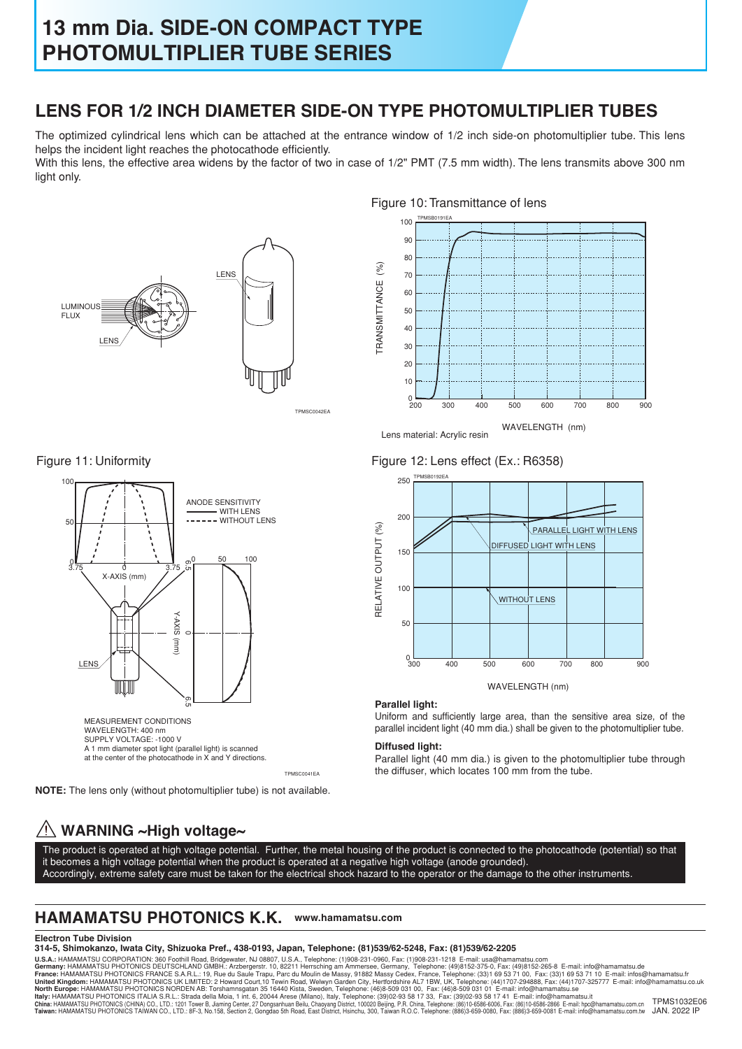# 13 mm Dia. SIDE-ON COMPACT TYPE PHOTOMULTIPLIER TUBE SERIES

## LENS FOR 1/2 INCH DIAMETER SIDE-ON TYPE PHOTOMULTIPLIER TUBES

The optimized cylindrical lens which can be attached at the entrance window of 1/2 inch side-on photomultiplier tube. This lens helps the incident light reaches the photocathode efficiently.
With this lens, the effective area widens by the factor of two in case of 1/2" PMT (7.5 mm width). The lens transmits above 300 nm light only.

LUMINOUS FLUX
LENS
LENS
TPMSC0042EA

Figure 10: Transmittance of lens

TPMSB0191EA
TRANSMITTANCE (%)
0 10 20 30 40 50 60 70 80 90 100
200 300 400 500 600 700 800 900
WAVELENGTH (nm)

Lens material: Acrylic resin

Figure 11: Uniformity

100
50
0
3.75 0 3.75
X-AXIS (mm)
ANODE SENSITIVITY
WITH LENS
WITHOUT LENS
0 50 100
6.5
Y-AXIS (mm)
0
6.5
LENS

MEASUREMENT CONDITIONS
WAVELENGTH: 400 nm
SUPPLY VOLTAGE: -1000 V
A 1 mm diameter spot light (parallel light) is scanned at the center of the photocathode in X and Y directions.

TPMSC0041EA

Figure 12: Lens effect (Ex.: R6358)

TPMSB0192EA
RELATIVE OUTPUT (%)
0 50 100 150 200 250
300 400 500 600 700 800 900
WAVELENGTH (nm)
PARALLEL LIGHT WITH LENS
DIFFUSED LIGHT WITH LENS
WITHOUT LENS

**Parallel light:**
Uniform and sufficiently large area, than the sensitive area size, of the parallel incident light (40 mm dia.) shall be given to the photomultiplier tube.

**Diffused light:**
Parallel light (40 mm dia.) is given to the photomultiplier tube through the diffuser, which locates 100 mm from the tube.

**NOTE:** The lens only (without photomultiplier tube) is not available.

## ⚠ WARNING ~High voltage~

The product is operated at high voltage potential. Further, the metal housing of the product is connected to the photocathode (potential) so that it becomes a high voltage potential when the product is operated at a negative high voltage (anode grounded).
Accordingly, extreme safety care must be taken for the electrical shock hazard to the operator or the damage to the other instruments.

## HAMAMATSU PHOTONICS K.K. www.hamamatsu.com

**Electron Tube Division**
**314-5, Shimokanzo, Iwata City, Shizuoka Pref., 438-0193, Japan, Telephone: (81)539/62-5248, Fax: (81)539/62-2205**

**U.S.A.:** HAMAMATSU CORPORATION: 360 Foothill Road, Bridgewater, NJ 08807, U.S.A., Telephone: (1)908-231-0960, Fax: (1)908-231-1218 E-mail: usa@hamamatsu.com
**Germany:** HAMAMATSU PHOTONICS DEUTSCHLAND GMBH.: Arzbergerstr. 10, 82211 Herrsching am Ammersee, Germany, Telephone: (49)8152-375-0, Fax: (49)8152-265-8 E-mail: info@hamamatsu.de
**France:** HAMAMATSU PHOTONICS FRANCE S.A.R.L.: 19, Rue du Saule Trapu, Parc du Moulin de Massy, 91882 Massy Cedex, France, Telephone: (33)1 69 53 71 00, Fax: (33)1 69 53 71 10 E-mail: infos@hamamatsu.fr
**United Kingdom:** HAMAMATSU PHOTONICS UK LIMITED: 2 Howard Court,10 Tewin Road, Welwyn Garden City, Hertfordshire AL7 1BW, UK, Telephone: (44)1707-294888, Fax: (44)1707-325777 E-mail: info@hamamatsu.co.uk
**North Europe:** HAMAMATSU PHOTONICS NORDEN AB: Torshamnsgatan 35 16440 Kista, Sweden, Telephone: (46)8-509 031 00, Fax: (46)8-509 031 01 E-mail: info@hamamatsu.se
**Italy:** HAMAMATSU PHOTONICS ITALIA S.R.L.: Strada della Moia, 1 int. 6, 20044 Arese (Milano), Italy, Telephone: (39)02-93 58 17 33, Fax: (39)02-93 58 17 41 E-mail: info@hamamatsu.it
**China:** HAMAMATSU PHOTONICS (CHINA) CO., LTD.: 1201 Tower B, Jiaming Center, 27 Dongsanhuan Beilu, Chaoyang District, 100020 Beijing, P.R. China, Telephone: (86)10-6586-6006, Fax: (86)10-6586-2866 E-mail: hpc@hamamatsu.com.cn
**Taiwan:** HAMAMATSU PHOTONICS TAIWAN CO., LTD.: 8F-3, No.158, Section 2, Gongdao 5th Road, East District, Hsinchu, 300, Taiwan R.O.C. Telephone: (886)3-659-0080, Fax: (886)3-659-0081 E-mail: info@hamamatsu.com.tw

TPMS1032E06
JAN. 2022 IP